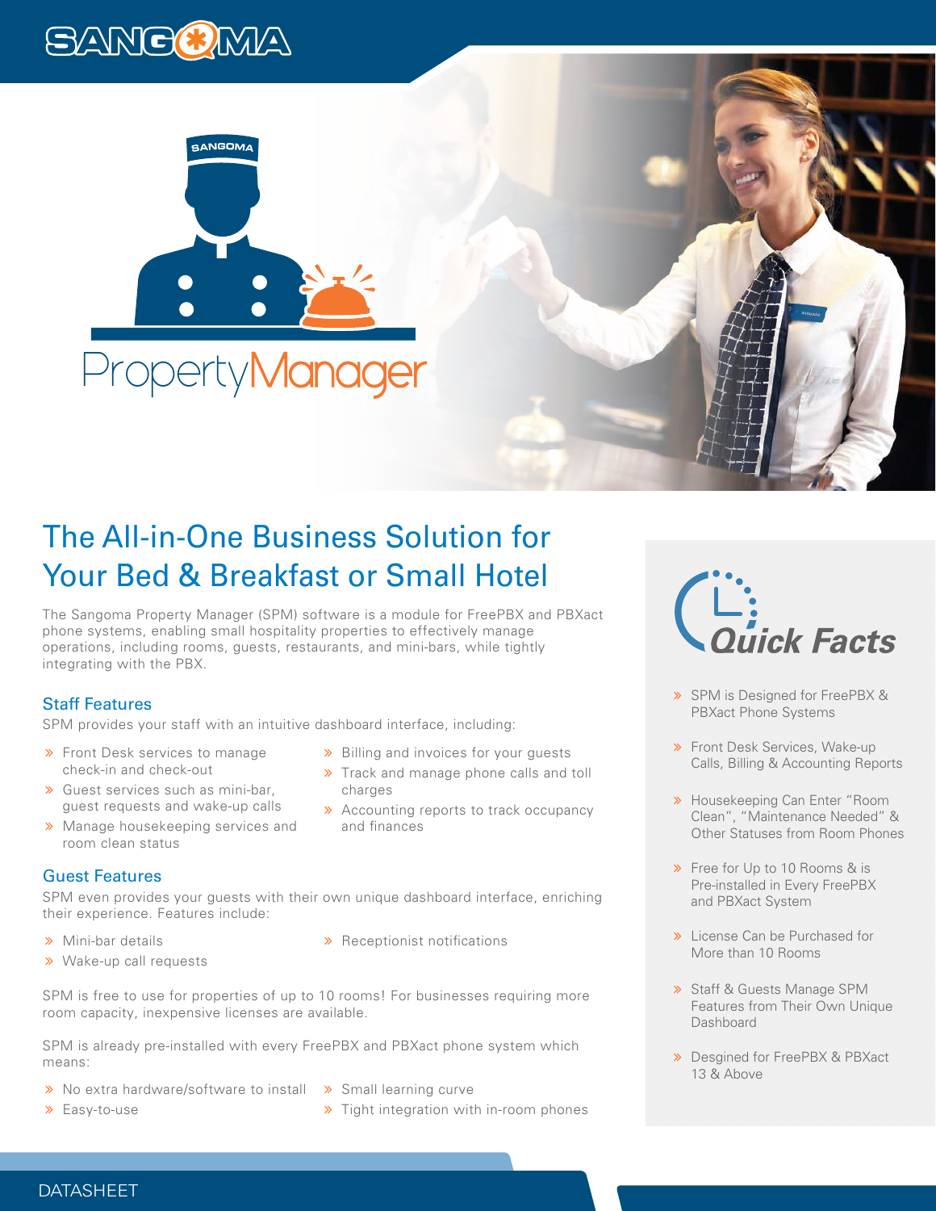# PropertyManager

## The All-in-One Business Solution for Your Bed & Breakfast or Small Hotel

The Sangoma Property Manager (SPM) software is a module for FreePBX and PBXact phone systems, enabling small hospitality properties to effectively manage operations, including rooms, guests, restaurants, and mini-bars, while tightly integrating with the PBX.

### Staff Features

SPM provides your staff with an intuitive dashboard interface, including:

- Front Desk services to manage check-in and check-out
- Guest services such as mini-bar, guest requests and wake-up calls
- Manage housekeeping services and room clean status
- Billing and invoices for your guests
- Track and manage phone calls and toll charges
- Accounting reports to track occupancy and finances

### Guest Features

SPM even provides your guests with their own unique dashboard interface, enriching their experience. Features include:

- Mini-bar details
- Wake-up call requests
- Receptionist notifications

SPM is free to use for properties of up to 10 rooms! For businesses requiring more room capacity, inexpensive licenses are available.

SPM is already pre-installed with every FreePBX and PBXact phone system which means:

- No extra hardware/software to install
- Easy-to-use
- Small learning curve
- Tight integration with in-room phones

### Quick Facts

- SPM is Designed for FreePBX & PBXact Phone Systems
- Front Desk Services, Wake-up Calls, Billing & Accounting Reports
- Housekeeping Can Enter "Room Clean", "Maintenance Needed" & Other Statuses from Room Phones
- Free for Up to 10 Rooms & is Pre-installed in Every FreePBX and PBXact System
- License Can be Purchased for More than 10 Rooms
- Staff & Guests Manage SPM Features from Their Own Unique Dashboard
- Desgined for FreePBX & PBXact 13 & Above

DATASHEET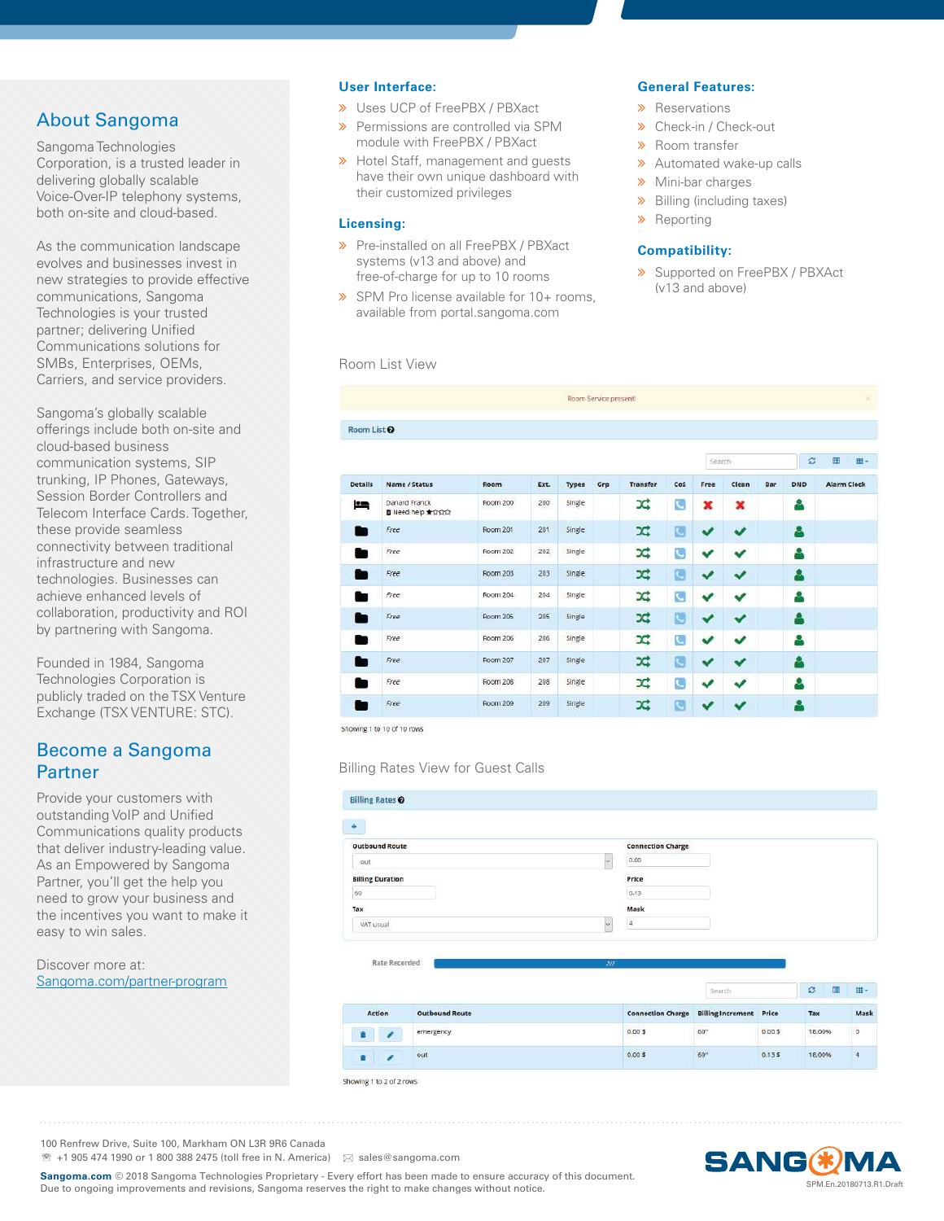## About Sangoma

Sangoma Technologies Corporation, is a trusted leader in delivering globally scalable Voice-Over-IP telephony systems, both on-site and cloud-based.

As the communication landscape evolves and businesses invest in new strategies to provide effective communications, Sangoma Technologies is your trusted partner; delivering Unified Communications solutions for SMBs, Enterprises, OEMs, Carriers, and service providers.

Sangoma's globally scalable offerings include both on-site and cloud-based business communication systems, SIP trunking, IP Phones, Gateways, Session Border Controllers and Telecom Interface Cards. Together, these provide seamless connectivity between traditional infrastructure and new technologies. Businesses can achieve enhanced levels of collaboration, productivity and ROI by partnering with Sangoma.

Founded in 1984, Sangoma Technologies Corporation is publicly traded on the TSX Venture Exchange (TSX VENTURE: STC).

## Become a Sangoma Partner

Provide your customers with outstanding VoIP and Unified Communications quality products that deliver industry-leading value. As an Empowered by Sangoma Partner, you'll get the help you need to grow your business and the incentives you want to make it easy to win sales.

Discover more at:
Sangoma.com/partner-program

### User Interface:

- Uses UCP of FreePBX / PBXact
- Permissions are controlled via SPM module with FreePBX / PBXact
- Hotel Staff, management and guests have their own unique dashboard with their customized privileges

### Licensing:

- Pre-installed on all FreePBX / PBXact systems (v13 and above) and free-of-charge for up to 10 rooms
- SPM Pro license available for 10+ rooms, available from portal.sangoma.com

### General Features:

- Reservations
- Check-in / Check-out
- Room transfer
- Automated wake-up calls
- Mini-bar charges
- Billing (including taxes)
- Reporting

### Compatibility:

- Supported on FreePBX / PBXAct (v13 and above)

Room List View

Room Service present!

Room List

| Details | Name / Status | Room | Ext. | Types | Grp | Transfer | Cos | Free | Clean | Bar | DND | Alarm Clock |
|---|---|---|---|---|---|---|---|---|---|---|---|---|
| | Danard Franck Need help | Room 200 | 200 | Single | | | | ✗ | ✗ | | | |
| | Free | Room 201 | 201 | Single | | | | ✓ | ✓ | | | |
| | Free | Room 202 | 202 | Single | | | | ✓ | ✓ | | | |
| | Free | Room 203 | 203 | Single | | | | ✓ | ✓ | | | |
| | Free | Room 204 | 204 | Single | | | | ✓ | ✓ | | | |
| | Free | Room 205 | 205 | Single | | | | ✓ | ✓ | | | |
| | Free | Room 206 | 206 | Single | | | | ✓ | ✓ | | | |
| | Free | Room 207 | 207 | Single | | | | ✓ | ✓ | | | |
| | Free | Room 208 | 208 | Single | | | | ✓ | ✓ | | | |
| | Free | Room 209 | 209 | Single | | | | ✓ | ✓ | | | |

Showing 1 to 10 of 10 rows

Billing Rates View for Guest Calls

Billing Rates

Outbound Route: out
Connection Charge: 0.00
Billing Duration: 60
Price: 0.13
Tax: VAT usual
Mask: 4

Rate Recorded 2/2

| Action | Outbound Route | Connection Charge | Billing Increment | Price | Tax | Mask |
|---|---|---|---|---|---|---|
| | emergency | 0.00 $ | 60" | 0.00 $ | 18.00% | 0 |
| | out | 0.00 $ | 60" | 0.13 $ | 18.00% | 4 |

Showing 1 to 2 of 2 rows

100 Renfrew Drive, Suite 100, Markham ON L3R 9R6 Canada
+1 905 474 1990 or 1 800 388 2475 (toll free in N. America) sales@sangoma.com

**Sangoma.com** © 2018 Sangoma Technologies Proprietary - Every effort has been made to ensure accuracy of this document. Due to ongoing improvements and revisions, Sangoma reserves the right to make changes without notice.

SANGOMA

SPM.En.20180713.R1.Draft